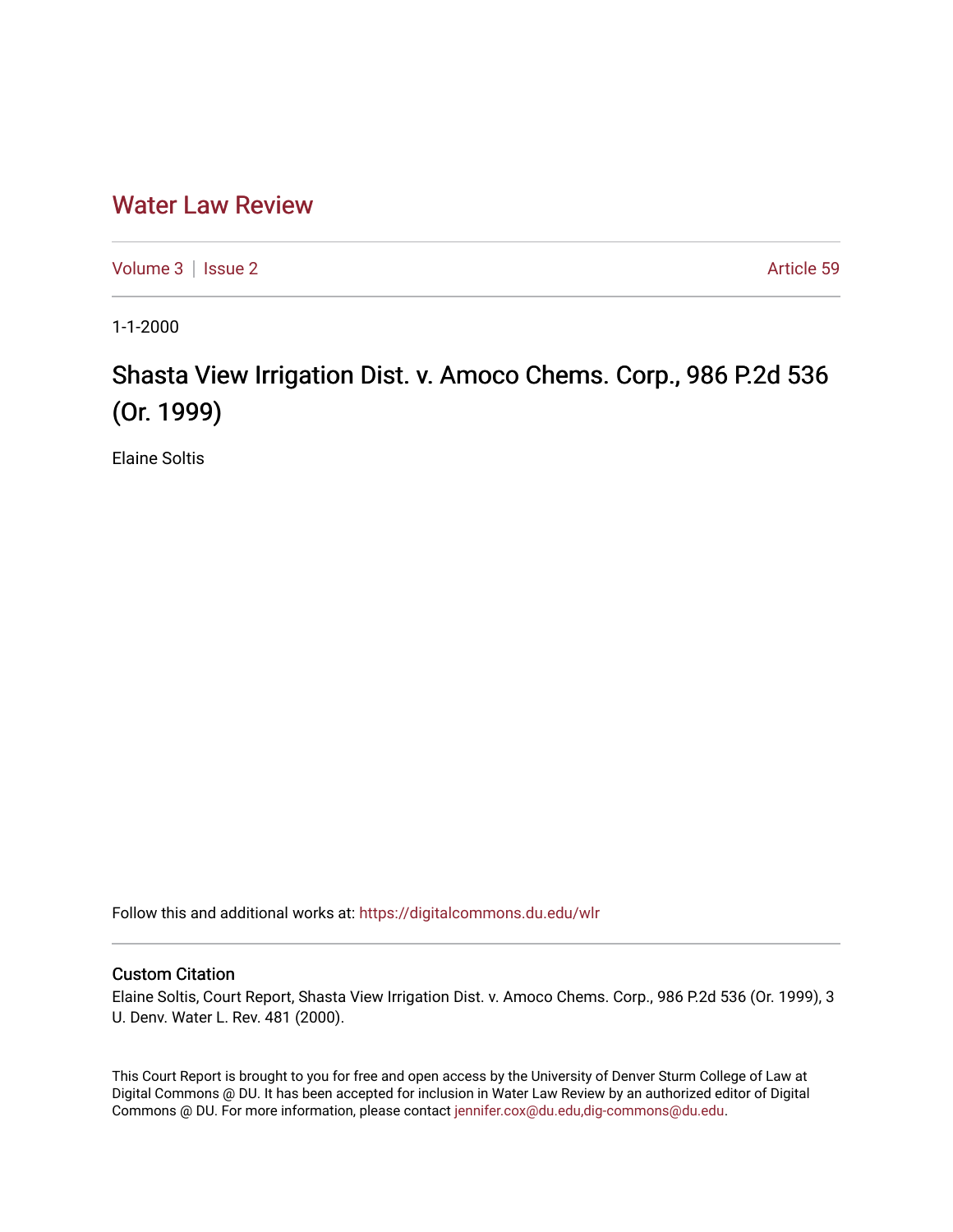# Water Law Review

Volume 3 | Issue 2 Article 59

1-1-2000

## Shasta View Irrigation Dist. v. Amoco Chems. Corp., 986 P.2d 536 (Or. 1999)

Elaine Soltis

Follow this and additional works at: https://digitalcommons.du.edu/wlr

### Custom Citation

Elaine Soltis, Court Report, Shasta View Irrigation Dist. v. Amoco Chems. Corp., 986 P.2d 536 (Or. 1999), 3 U. Denv. Water L. Rev. 481 (2000).

This Court Report is brought to you for free and open access by the University of Denver Sturm College of Law at Digital Commons @ DU. It has been accepted for inclusion in Water Law Review by an authorized editor of Digital Commons @ DU. For more information, please contact jennifer.cox@du.edu,dig-commons@du.edu.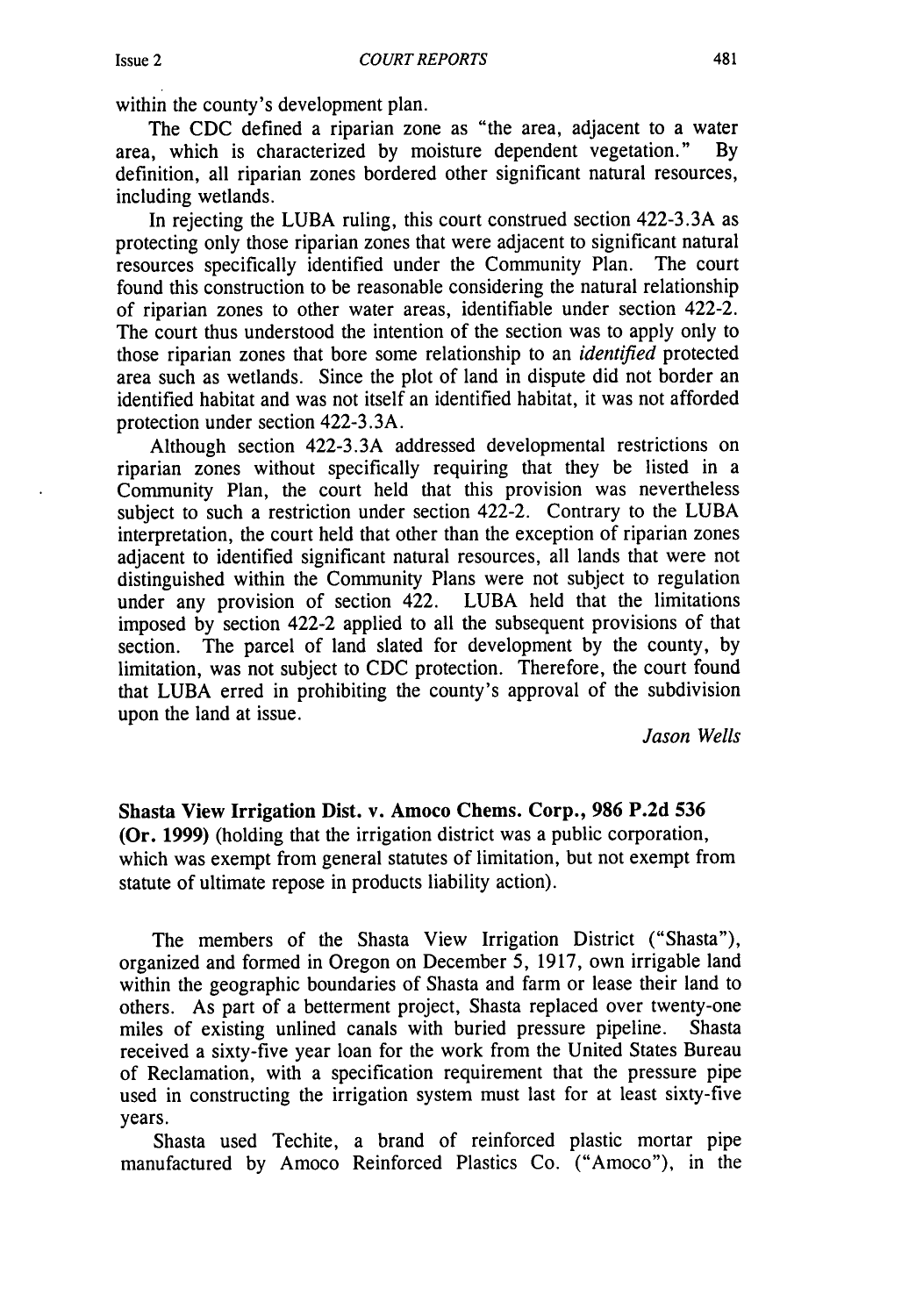within the county's development plan.

The CDC defined a riparian zone as "the area, adjacent to a water area, which is characterized by moisture dependent vegetation." By definition, all riparian zones bordered other significant natural resources, including wetlands.

In rejecting the LUBA ruling, this court construed section 422-3.3A as protecting only those riparian zones that were adjacent to significant natural resources specifically identified under the Community Plan. The court found this construction to be reasonable considering the natural relationship of riparian zones to other water areas, identifiable under section 422-2. The court thus understood the intention of the section was to apply only to those riparian zones that bore some relationship to an *identified* protected area such as wetlands. Since the plot of land in dispute did not border an identified habitat and was not itself an identified habitat, it was not afforded protection under section 422-3.3A.

Although section 422-3.3A addressed developmental restrictions on riparian zones without specifically requiring that they be listed in a Community Plan, the court held that this provision was nevertheless subject to such a restriction under section 422-2. Contrary to the LUBA interpretation, the court held that other than the exception of riparian zones adjacent to identified significant natural resources, all lands that were not distinguished within the Community Plans were not subject to regulation under any provision of section 422. LUBA held that the limitations imposed by section 422-2 applied to all the subsequent provisions of that section. The parcel of land slated for development by the county, by limitation, was not subject to CDC protection. Therefore, the court found that LUBA erred in prohibiting the county's approval of the subdivision upon the land at issue.

*Jason Wells*

**Shasta View Irrigation Dist. v. Amoco Chems. Corp., 986 P.2d 536 (Or. 1999)** (holding that the irrigation district was a public corporation, which was exempt from general statutes of limitation, but not exempt from statute of ultimate repose in products liability action).

The members of the Shasta View Irrigation District ("Shasta"), organized and formed in Oregon on December 5, 1917, own irrigable land within the geographic boundaries of Shasta and farm or lease their land to others. As part of a betterment project, Shasta replaced over twenty-one miles of existing unlined canals with buried pressure pipeline. Shasta received a sixty-five year loan for the work from the United States Bureau of Reclamation, with a specification requirement that the pressure pipe used in constructing the irrigation system must last for at least sixty-five years.

Shasta used Techite, a brand of reinforced plastic mortar pipe manufactured by Amoco Reinforced Plastics Co. ("Amoco"), in the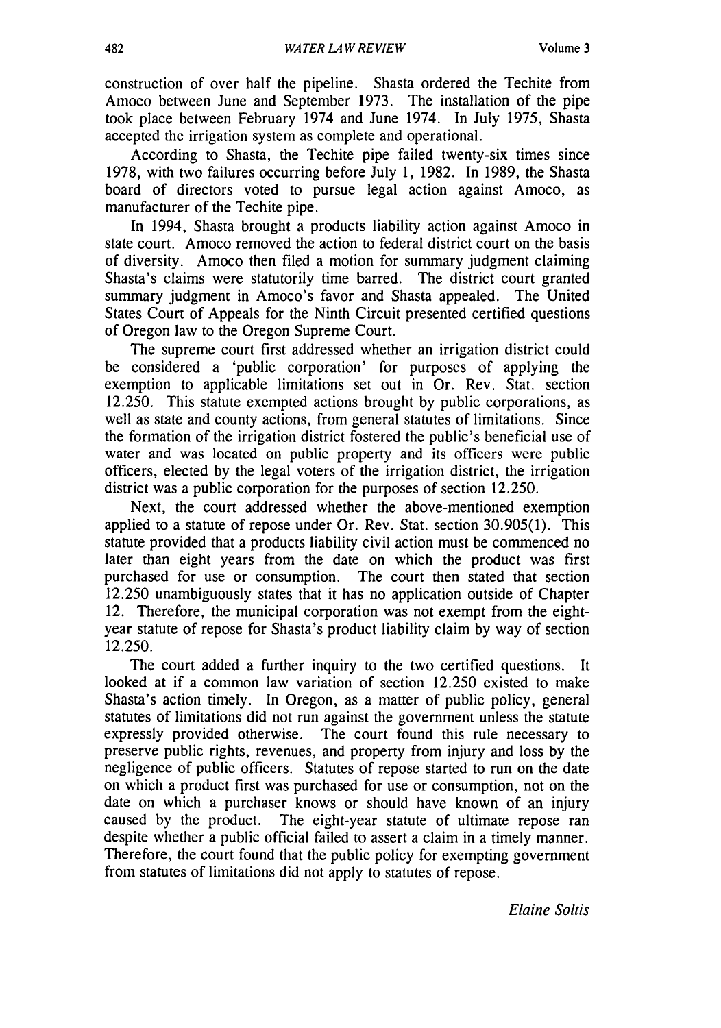construction of over half the pipeline. Shasta ordered the Techite from Amoco between June and September 1973. The installation of the pipe took place between February 1974 and June 1974. In July 1975, Shasta accepted the irrigation system as complete and operational.

According to Shasta, the Techite pipe failed twenty-six times since 1978, with two failures occurring before July 1, 1982. In 1989, the Shasta board of directors voted to pursue legal action against Amoco, as manufacturer of the Techite pipe.

In 1994, Shasta brought a products liability action against Amoco in state court. Amoco removed the action to federal district court on the basis of diversity. Amoco then filed a motion for summary judgment claiming Shasta's claims were statutorily time barred. The district court granted summary judgment in Amoco's favor and Shasta appealed. The United States Court of Appeals for the Ninth Circuit presented certified questions of Oregon law to the Oregon Supreme Court.

The supreme court first addressed whether an irrigation district could be considered a 'public corporation' for purposes of applying the exemption to applicable limitations set out in Or. Rev. Stat. section 12.250. This statute exempted actions brought by public corporations, as well as state and county actions, from general statutes of limitations. Since the formation of the irrigation district fostered the public's beneficial use of water and was located on public property and its officers were public officers, elected by the legal voters of the irrigation district, the irrigation district was a public corporation for the purposes of section 12.250.

Next, the court addressed whether the above-mentioned exemption applied to a statute of repose under Or. Rev. Stat. section 30.905(1). This statute provided that a products liability civil action must be commenced no later than eight years from the date on which the product was first purchased for use or consumption. The court then stated that section 12.250 unambiguously states that it has no application outside of Chapter 12. Therefore, the municipal corporation was not exempt from the eight-year statute of repose for Shasta's product liability claim by way of section 12.250.

The court added a further inquiry to the two certified questions. It looked at if a common law variation of section 12.250 existed to make Shasta's action timely. In Oregon, as a matter of public policy, general statutes of limitations did not run against the government unless the statute expressly provided otherwise. The court found this rule necessary to preserve public rights, revenues, and property from injury and loss by the negligence of public officers. Statutes of repose started to run on the date on which a product first was purchased for use or consumption, not on the date on which a purchaser knows or should have known of an injury caused by the product. The eight-year statute of ultimate repose ran despite whether a public official failed to assert a claim in a timely manner. Therefore, the court found that the public policy for exempting government from statutes of limitations did not apply to statutes of repose.

*Elaine Soltis*